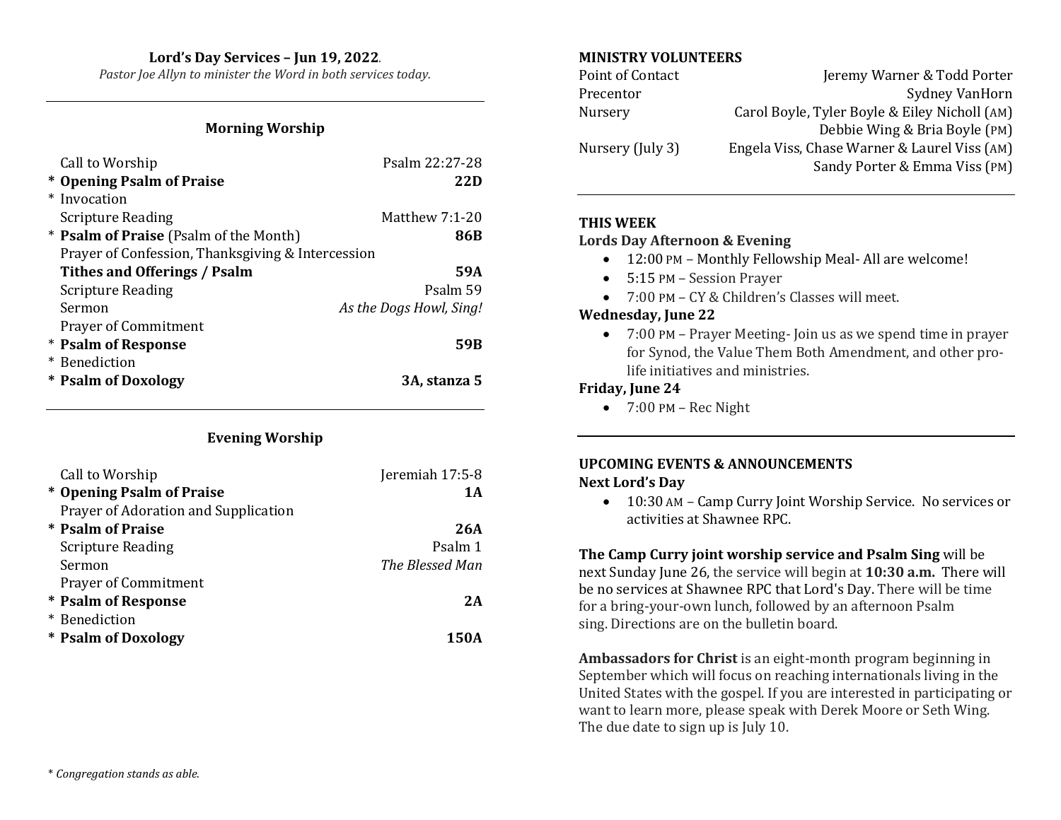**Lord's Day Services – Jun 19, 2022**.

*Pastor Joe Allyn to minister the Word in both services today.*

---

### Morning Worship

| | |
|---|---|
| Call to Worship | Psalm 22:27-28 |
| * **Opening Psalm of Praise** | **22D** |
| * Invocation | |
| Scripture Reading | Matthew 7:1-20 |
| * **Psalm of Praise** (Psalm of the Month) | **86B** |
| Prayer of Confession, Thanksgiving & Intercession | |
| **Tithes and Offerings / Psalm** | **59A** |
| Scripture Reading | Psalm 59 |
| Sermon | *As the Dogs Howl, Sing!* |
| Prayer of Commitment | |
| * **Psalm of Response** | **59B** |
| * Benediction | |
| * **Psalm of Doxology** | **3A, stanza 5** |

---

### Evening Worship

| | |
|---|---|
| Call to Worship | Jeremiah 17:5-8 |
| * **Opening Psalm of Praise** | **1A** |
| Prayer of Adoration and Supplication | |
| * **Psalm of Praise** | **26A** |
| Scripture Reading | Psalm 1 |
| Sermon | *The Blessed Man* |
| Prayer of Commitment | |
| * **Psalm of Response** | **2A** |
| * Benediction | |
| * **Psalm of Doxology** | **150A** |

*\* Congregation stands as able.*

---

**MINISTRY VOLUNTEERS**

| | |
|---|---|
| Point of Contact | Jeremy Warner & Todd Porter |
| Precentor | Sydney VanHorn |
| Nursery | Carol Boyle, Tyler Boyle & Eiley Nicholl (AM) |
| | Debbie Wing & Bria Boyle (PM) |
| Nursery (July 3) | Engela Viss, Chase Warner & Laurel Viss (AM) |
| | Sandy Porter & Emma Viss (PM) |

---

**THIS WEEK**

**Lords Day Afternoon & Evening**

- 12:00 PM – Monthly Fellowship Meal- All are welcome!
- 5:15 PM – Session Prayer
- 7:00 PM – CY & Children's Classes will meet.

**Wednesday, June 22**

- 7:00 PM – Prayer Meeting- Join us as we spend time in prayer for Synod, the Value Them Both Amendment, and other pro-life initiatives and ministries.

**Friday, June 24**

- 7:00 PM – Rec Night

---

**UPCOMING EVENTS & ANNOUNCEMENTS**

**Next Lord's Day**

- 10:30 AM – Camp Curry Joint Worship Service. No services or activities at Shawnee RPC.

**The Camp Curry joint worship service and Psalm Sing** will be next Sunday June 26, the service will begin at **10:30 a.m.** There will be no services at Shawnee RPC that Lord's Day. There will be time for a bring-your-own lunch, followed by an afternoon Psalm sing. Directions are on the bulletin board.

**Ambassadors for Christ** is an eight-month program beginning in September which will focus on reaching internationals living in the United States with the gospel. If you are interested in participating or want to learn more, please speak with Derek Moore or Seth Wing. The due date to sign up is July 10.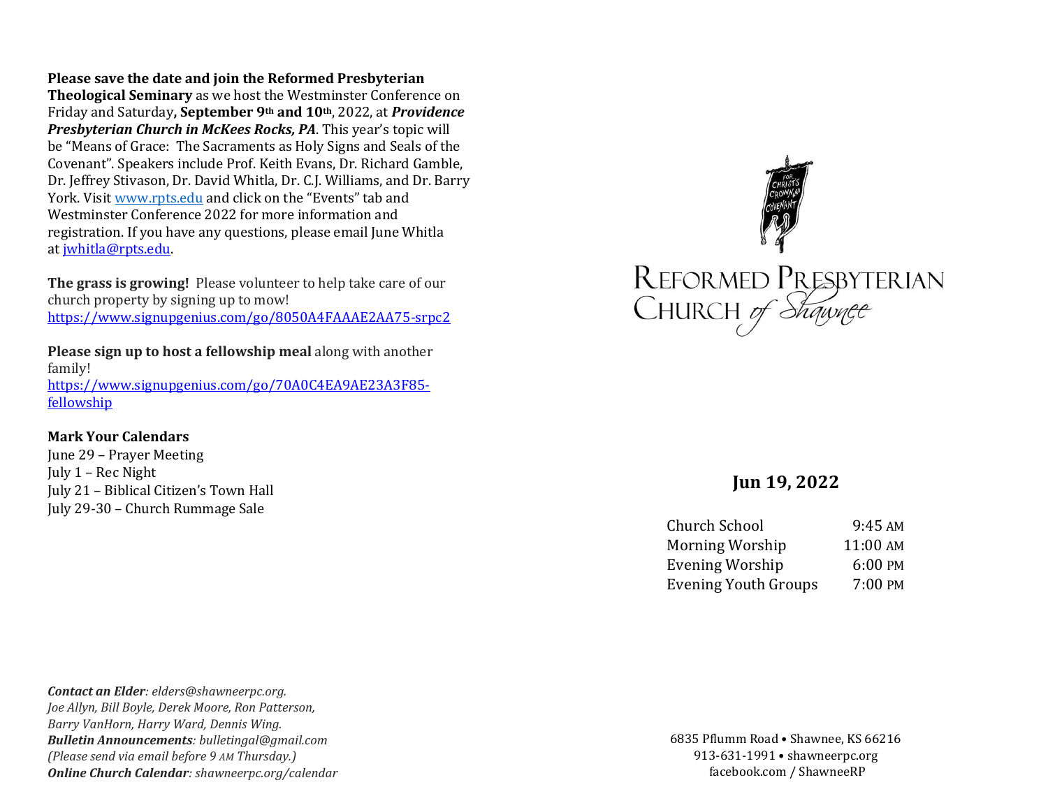**Please save the date and join the Reformed Presbyterian Theological Seminary** as we host the Westminster Conference on Friday and Saturday**, September 9th and 10th**, 2022, at ***Providence Presbyterian Church in McKees Rocks, PA***. This year's topic will be "Means of Grace: The Sacraments as Holy Signs and Seals of the Covenant". Speakers include Prof. Keith Evans, Dr. Richard Gamble, Dr. Jeffrey Stivason, Dr. David Whitla, Dr. C.J. Williams, and Dr. Barry York. Visit www.rpts.edu and click on the "Events" tab and Westminster Conference 2022 for more information and registration. If you have any questions, please email June Whitla at jwhitla@rpts.edu.

**The grass is growing!** Please volunteer to help take care of our church property by signing up to mow! https://www.signupgenius.com/go/8050A4FAAAE2AA75-srpc2

**Please sign up to host a fellowship meal** along with another family! https://www.signupgenius.com/go/70A0C4EA9AE23A3F85-fellowship

**Mark Your Calendars**

June 29 – Prayer Meeting
July 1 – Rec Night
July 21 – Biblical Citizen's Town Hall
July 29-30 – Church Rummage Sale

***Contact an Elder**: elders@shawneerpc.org.*
*Joe Allyn, Bill Boyle, Derek Moore, Ron Patterson, Barry VanHorn, Harry Ward, Dennis Wing.*
***Bulletin Announcements**: bulletingal@gmail.com*
*(Please send via email before 9 AM Thursday.)*
***Online Church Calendar**: shawneerpc.org/calendar*

REFORMED PRESBYTERIAN CHURCH of Shawnee

## Jun 19, 2022

| | |
|---|---|
| Church School | 9:45 AM |
| Morning Worship | 11:00 AM |
| Evening Worship | 6:00 PM |
| Evening Youth Groups | 7:00 PM |

6835 Pflumm Road • Shawnee, KS 66216
913-631-1991 • shawneerpc.org
facebook.com / ShawneeRP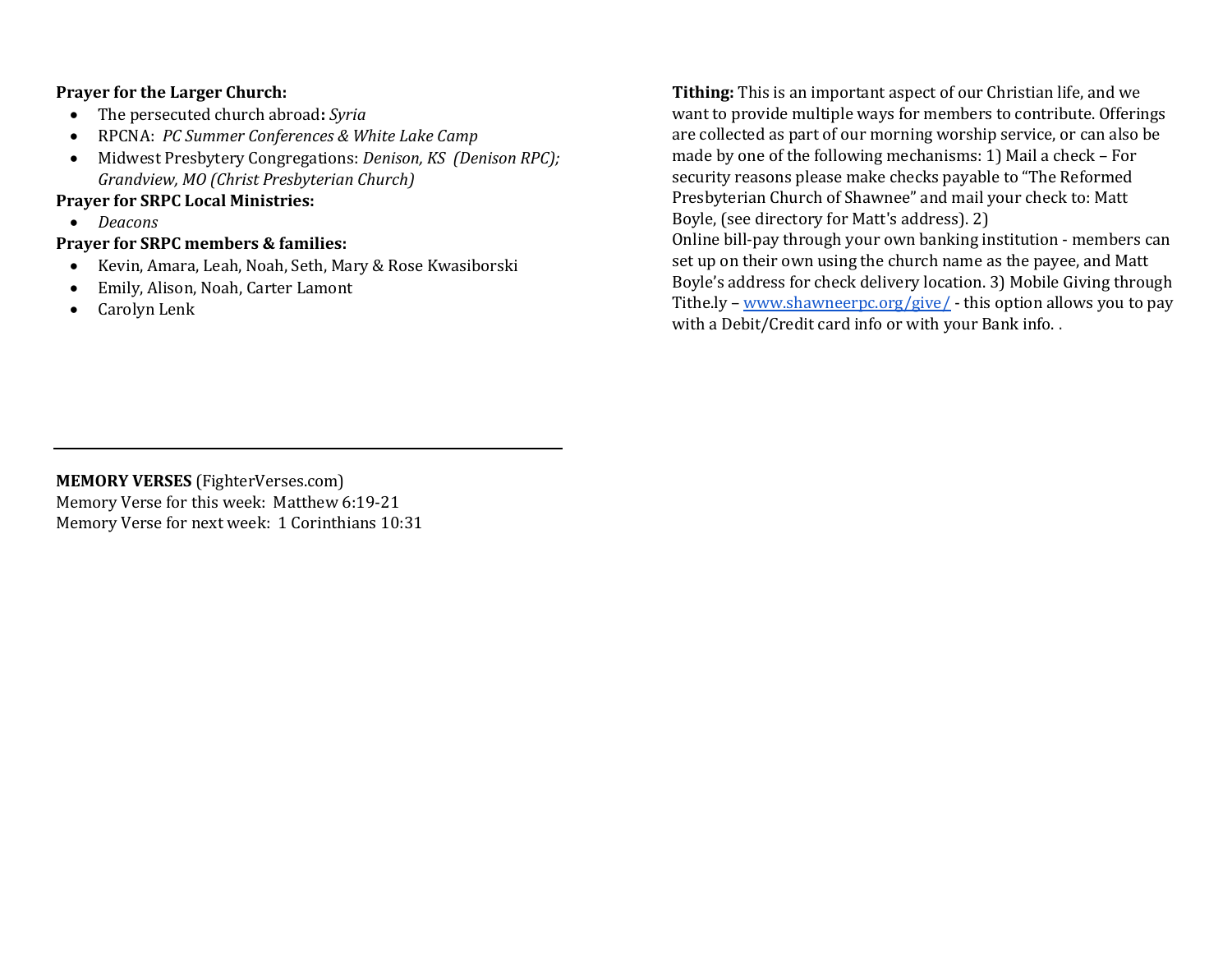**Prayer for the Larger Church:**

- The persecuted church abroad**:** *Syria*
- RPCNA: *PC Summer Conferences & White Lake Camp*
- Midwest Presbytery Congregations: *Denison, KS (Denison RPC); Grandview, MO (Christ Presbyterian Church)*

**Prayer for SRPC Local Ministries:**

- *Deacons*

**Prayer for SRPC members & families:**

- Kevin, Amara, Leah, Noah, Seth, Mary & Rose Kwasiborski
- Emily, Alison, Noah, Carter Lamont
- Carolyn Lenk

---

**MEMORY VERSES** (FighterVerses.com)
Memory Verse for this week: Matthew 6:19-21
Memory Verse for next week: 1 Corinthians 10:31

**Tithing:** This is an important aspect of our Christian life, and we want to provide multiple ways for members to contribute. Offerings are collected as part of our morning worship service, or can also be made by one of the following mechanisms: 1) Mail a check – For security reasons please make checks payable to "The Reformed Presbyterian Church of Shawnee" and mail your check to: Matt Boyle, (see directory for Matt's address). 2)
Online bill-pay through your own banking institution - members can set up on their own using the church name as the payee, and Matt Boyle's address for check delivery location. 3) Mobile Giving through Tithe.ly – [www.shawneerpc.org/give/](http://www.shawneerpc.org/give/) - this option allows you to pay with a Debit/Credit card info or with your Bank info. .